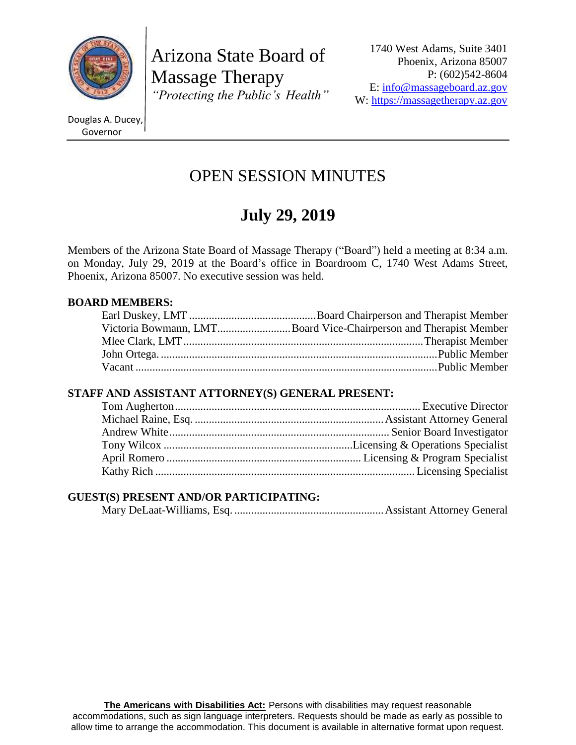Arizona State Board of Massage Therapy
*"Protecting the Public's Health"*

1740 West Adams, Suite 3401
Phoenix, Arizona 85007
P: (602)542-8604
E: info@massageboard.az.gov
W: https://massagetherapy.az.gov

Douglas A. Ducey, Governor

# OPEN SESSION MINUTES

## July 29, 2019

Members of the Arizona State Board of Massage Therapy ("Board") held a meeting at 8:34 a.m. on Monday, July 29, 2019 at the Board's office in Boardroom C, 1740 West Adams Street, Phoenix, Arizona 85007. No executive session was held.

**BOARD MEMBERS:**

- Earl Duskey, LMT .......... Board Chairperson and Therapist Member
- Victoria Bowmann, LMT .......... Board Vice-Chairperson and Therapist Member
- Mlee Clark, LMT .......... Therapist Member
- John Ortega. .......... Public Member
- Vacant .......... Public Member

**STAFF AND ASSISTANT ATTORNEY(S) GENERAL PRESENT:**

- Tom Augherton .......... Executive Director
- Michael Raine, Esq. .......... Assistant Attorney General
- Andrew White .......... Senior Board Investigator
- Tony Wilcox .......... Licensing & Operations Specialist
- April Romero .......... Licensing & Program Specialist
- Kathy Rich .......... Licensing Specialist

**GUEST(S) PRESENT AND/OR PARTICIPATING:**

- Mary DeLaat-Williams, Esq. .......... Assistant Attorney General

**The Americans with Disabilities Act:** Persons with disabilities may request reasonable accommodations, such as sign language interpreters. Requests should be made as early as possible to allow time to arrange the accommodation. This document is available in alternative format upon request.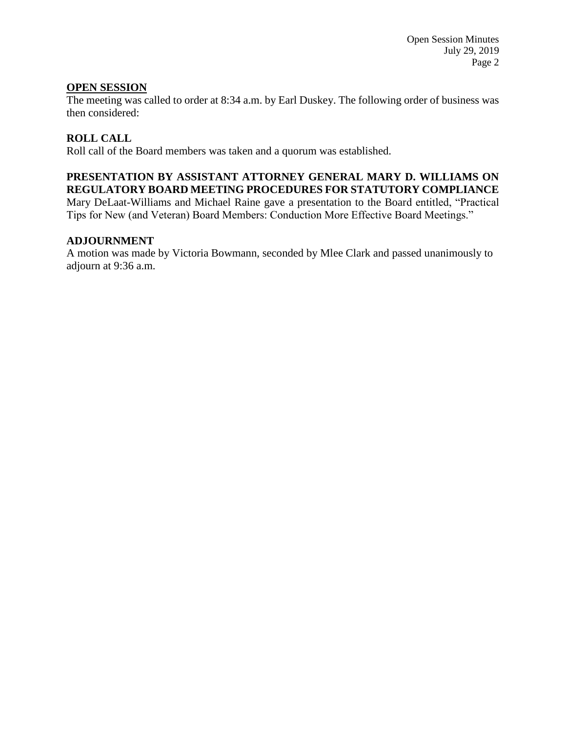## OPEN SESSION

The meeting was called to order at 8:34 a.m. by Earl Duskey. The following order of business was then considered:

## ROLL CALL

Roll call of the Board members was taken and a quorum was established.

## PRESENTATION BY ASSISTANT ATTORNEY GENERAL MARY D. WILLIAMS ON REGULATORY BOARD MEETING PROCEDURES FOR STATUTORY COMPLIANCE

Mary DeLaat-Williams and Michael Raine gave a presentation to the Board entitled, "Practical Tips for New (and Veteran) Board Members: Conduction More Effective Board Meetings."

## ADJOURNMENT

A motion was made by Victoria Bowmann, seconded by Mlee Clark and passed unanimously to adjourn at 9:36 a.m.